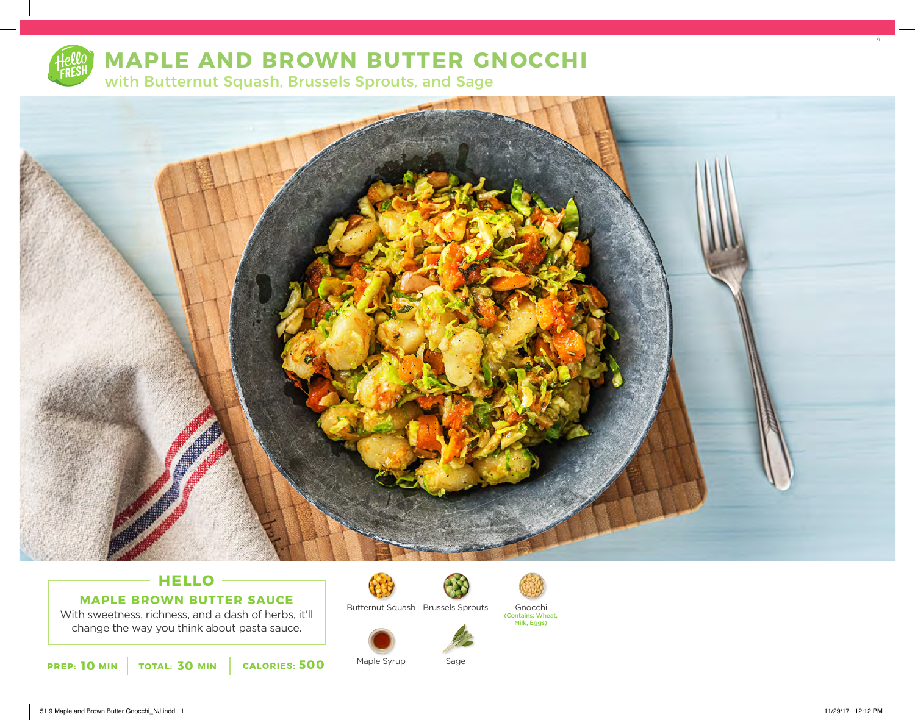# MAPLE AND BROWN BUTTER GNOCCHI

## with Butternut Squash, Brussels Sprouts, and Sage

### HELLO

**MAPLE BROWN BUTTER SAUCE**

With sweetness, richness, and a dash of herbs, it'll change the way you think about pasta sauce.

**PREP: 10 MIN** | **TOTAL: 30 MIN** | **CALORIES: 500**

- Butternut Squash
- Brussels Sprouts
- Gnocchi (Contains: Wheat, Milk, Eggs)
- Maple Syrup
- Sage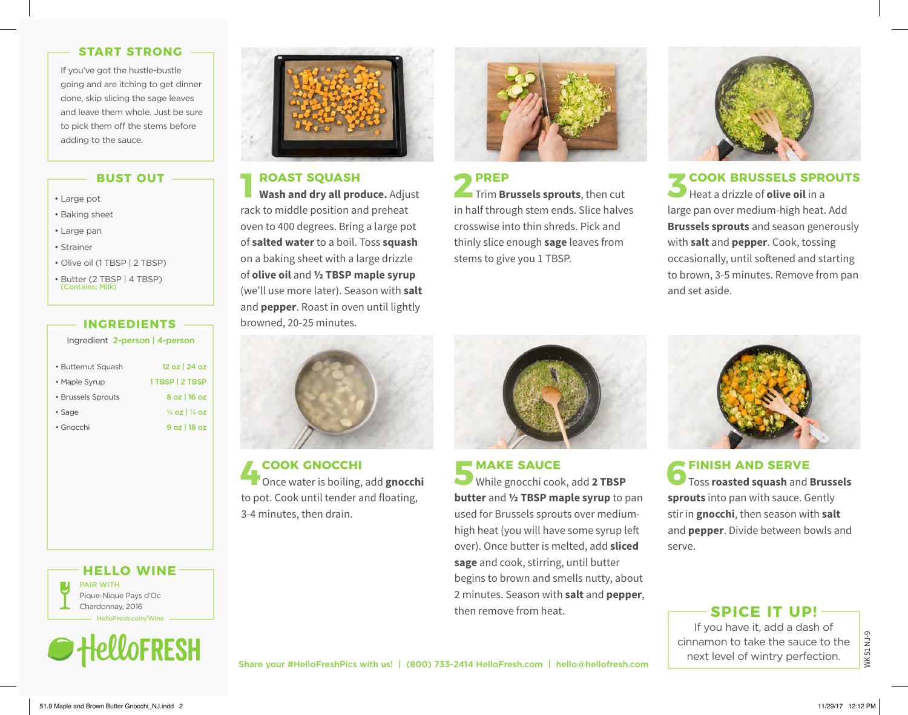## START STRONG

If you've got the hustle-bustle going and are itching to get dinner done, skip slicing the sage leaves and leave them whole. Just be sure to pick them off the stems before adding to the sauce.

## BUST OUT

- Large pot
- Baking sheet
- Large pan
- Strainer
- Olive oil (1 TBSP | 2 TBSP)
- Butter (2 TBSP | 4 TBSP)
  (Contains: Milk)

## INGREDIENTS

| Ingredient | 2-person \| 4-person |
|---|---|
| Butternut Squash | 12 oz \| 24 oz |
| Maple Syrup | 1 TBSP \| 2 TBSP |
| Brussels Sprouts | 8 oz \| 16 oz |
| Sage | ¼ oz \| ¼ oz |
| Gnocchi | 9 oz \| 18 oz |

## HELLO WINE

PAIR WITH
Pique-Nique Pays d'Oc Chardonnay, 2016

HelloFresh.com/Wine

HelloFRESH

## 1 ROAST SQUASH

**Wash and dry all produce.** Adjust rack to middle position and preheat oven to 400 degrees. Bring a large pot of **salted water** to a boil. Toss **squash** on a baking sheet with a large drizzle of **olive oil** and **½ TBSP maple syrup** (we'll use more later). Season with **salt** and **pepper**. Roast in oven until lightly browned, 20-25 minutes.

## 2 PREP

Trim **Brussels sprouts**, then cut in half through stem ends. Slice halves crosswise into thin shreds. Pick and thinly slice enough **sage** leaves from stems to give you 1 TBSP.

## 3 COOK BRUSSELS SPROUTS

Heat a drizzle of **olive oil** in a large pan over medium-high heat. Add **Brussels sprouts** and season generously with **salt** and **pepper**. Cook, tossing occasionally, until softened and starting to brown, 3-5 minutes. Remove from pan and set aside.

## 4 COOK GNOCCHI

Once water is boiling, add **gnocchi** to pot. Cook until tender and floating, 3-4 minutes, then drain.

## 5 MAKE SAUCE

While gnocchi cook, add **2 TBSP butter** and **½ TBSP maple syrup** to pan used for Brussels sprouts over medium-high heat (you will have some syrup left over). Once butter is melted, add **sliced sage** and cook, stirring, until butter begins to brown and smells nutty, about 2 minutes. Season with **salt** and **pepper**, then remove from heat.

## 6 FINISH AND SERVE

Toss **roasted squash** and **Brussels sprouts** into pan with sauce. Gently stir in **gnocchi**, then season with **salt** and **pepper**. Divide between bowls and serve.

## SPICE IT UP!

If you have it, add a dash of cinnamon to take the sauce to the next level of wintry perfection.

WK 51 NJ-9

Share your #HelloFreshPics with us! | (800) 733-2414 HelloFresh.com | hello@hellofresh.com